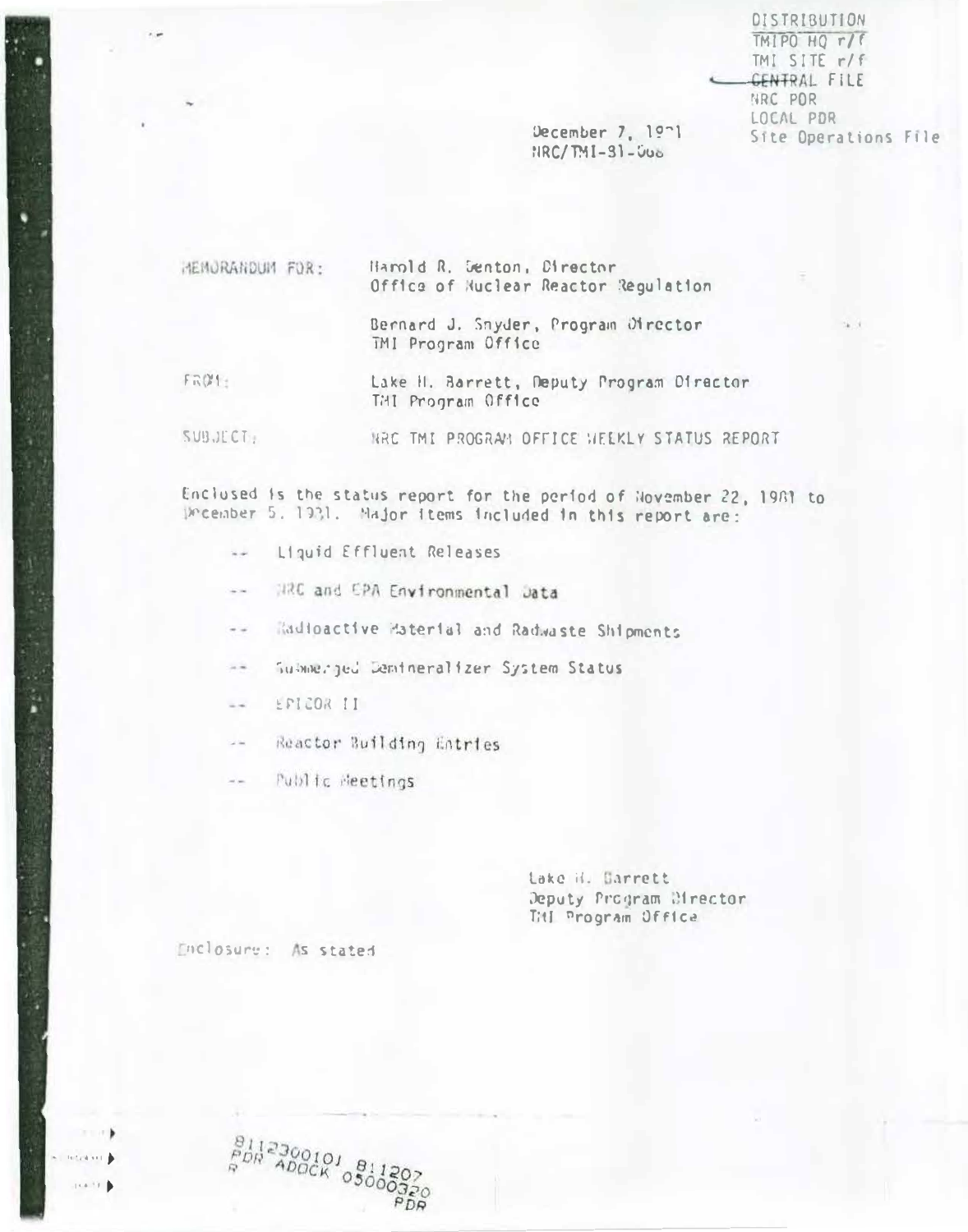DISTRIBUTION
TMIPO HQ r/f
TMI SITE r/f
CENTRAL FILE
NRC PDR
LOCAL PDR
Site Operations File

December 7, 1981
NRC/TMI-81-068

MEMORANDUM FOR: Harold R. Denton, Director
Office of Nuclear Reactor Regulation

Bernard J. Snyder, Program Director
TMI Program Office

FROM: Lake H. Barrett, Deputy Program Director
TMI Program Office

SUBJECT: NRC TMI PROGRAM OFFICE WEEKLY STATUS REPORT

Enclosed is the status report for the period of November 22, 1981 to December 5, 1981. Major items included in this report are:

- -- Liquid Effluent Releases
- -- NRC and EPA Environmental Data
- -- Radioactive Material and Radwaste Shipments
- -- Submerged Demineralizer System Status
- -- EPICOR II
- -- Reactor Building Entries
- -- Public Meetings

Lake H. Barrett
Deputy Program Director
TMI Program Office

Enclosure: As stated

8112300101 811207
PDR ADOCK 05000320
R PDR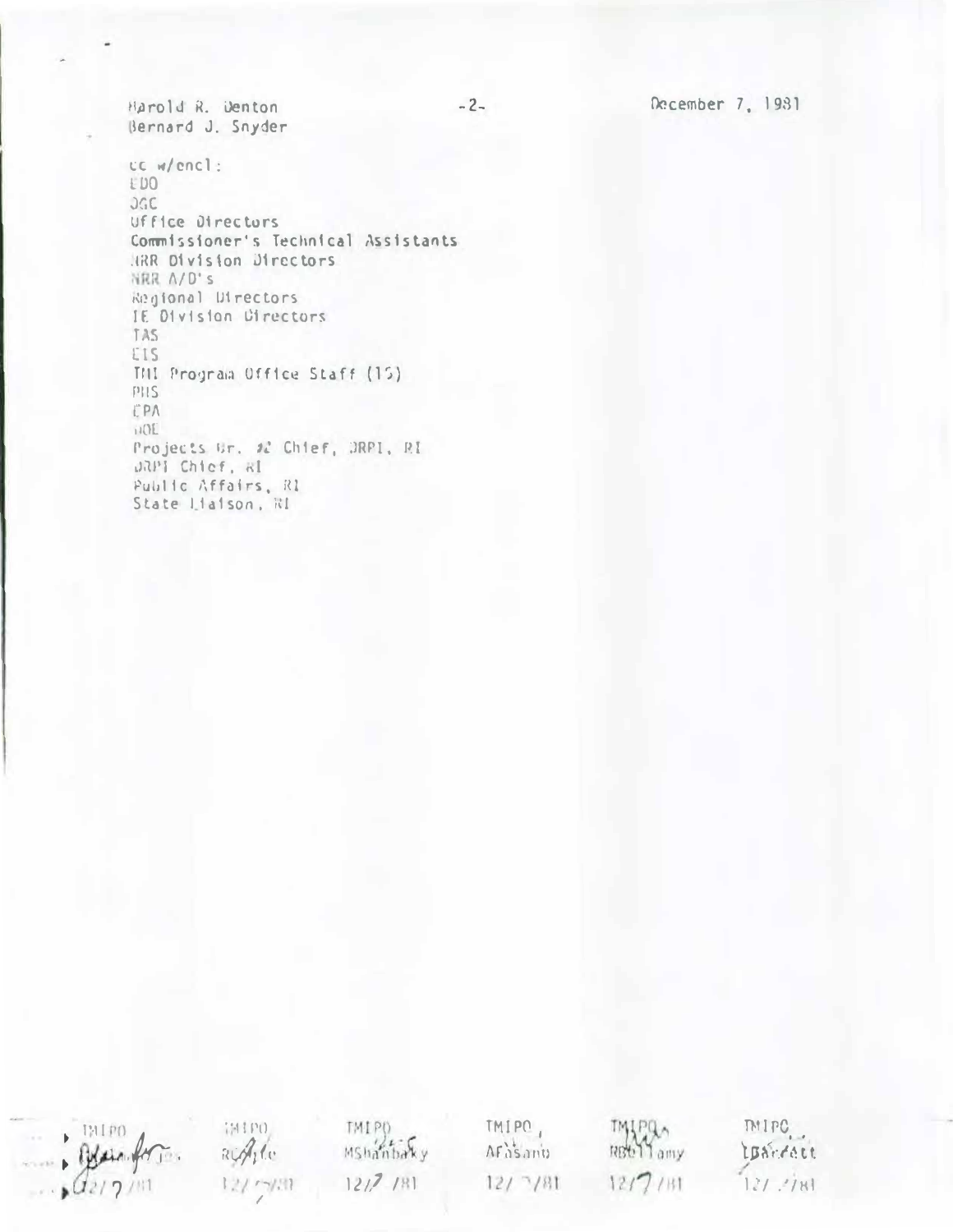Harold R. Denton
Bernard J. Snyder

December 7, 1981

cc w/encl:
EDO
OGC
Office Directors
Commissioner's Technical Assistants
NRR Division Directors
NRR A/D's
Regional Directors
IE Division Directors
TAS
EIS
TMI Program Office Staff (15)
PHS
EPA
DOE
Projects Br. #2 Chief, DRPI, RI
DRPI Chief, RI
Public Affairs, RI
State Liaison, RI

| TMIPO | TMIPO | TMIPO | TMIPO | TMIPO | TMIPO |
| --- | --- | --- | --- | --- | --- |
| | RCAgle | MShanbaky | AFasano | RBellamy | LBarrett |
| 12/7/81 | 12/7/81 | 12/7/81 | 12/7/81 | 12/7/81 | 12/7/81 |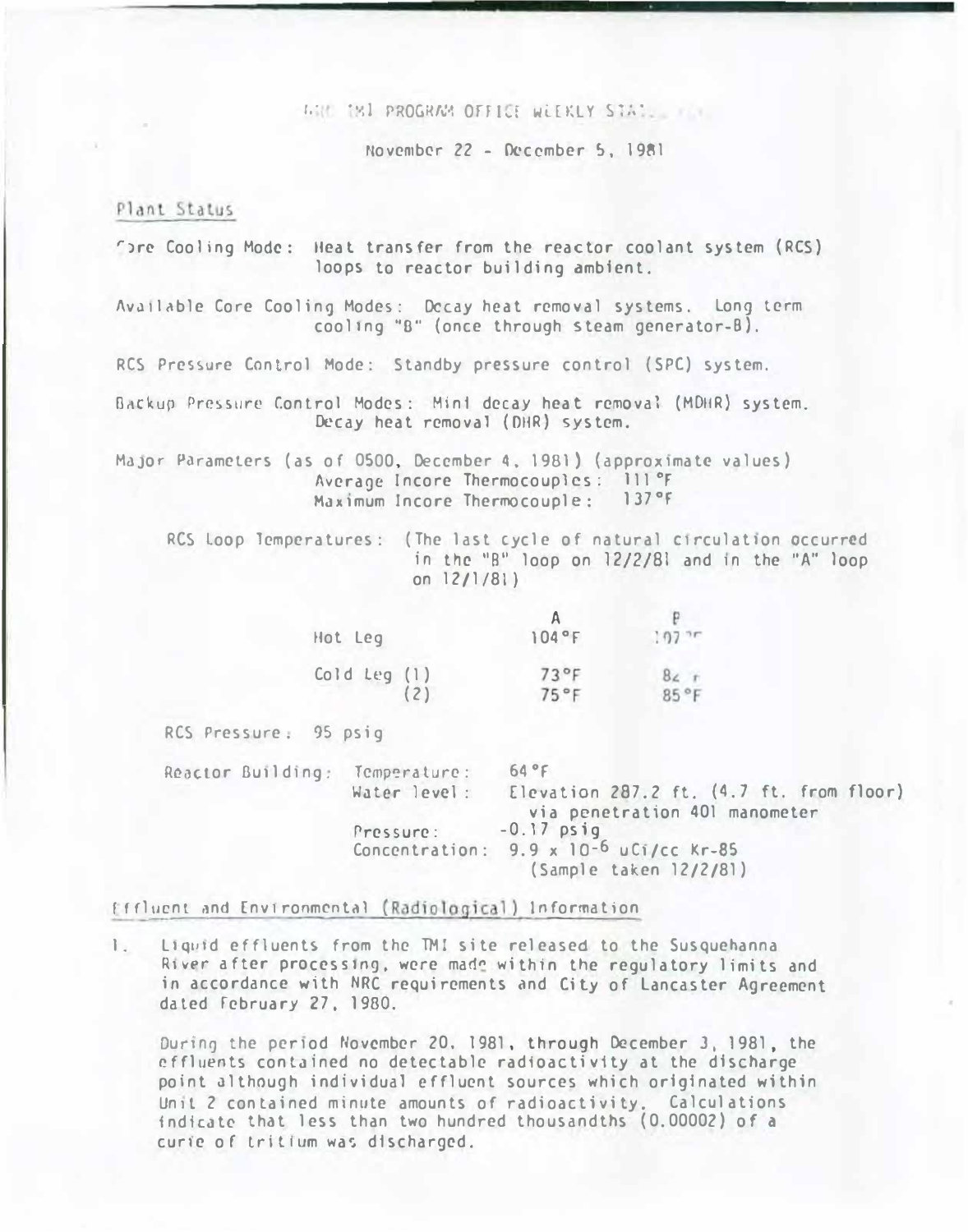# NRC TMI PROGRAM OFFICE WEEKLY STATUS REPORT

November 22 - December 5, 1981

## Plant Status

Core Cooling Mode: Heat transfer from the reactor coolant system (RCS) loops to reactor building ambient.

Available Core Cooling Modes: Decay heat removal systems. Long term cooling "B" (once through steam generator-B).

RCS Pressure Control Mode: Standby pressure control (SPC) system.

Backup Pressure Control Modes: Mini decay heat removal (MDHR) system. Decay heat removal (DHR) system.

Major Parameters (as of 0500, December 4, 1981) (approximate values)
Average Incore Thermocouples: 111°F
Maximum Incore Thermocouple: 137°F

RCS Loop Temperatures: (The last cycle of natural circulation occurred in the "B" loop on 12/2/81 and in the "A" loop on 12/1/81)

| | A | B |
|---|---|---|
| Hot Leg | 104°F | 107°F |
| Cold Leg (1) | 73°F | 84°F |
| (2) | 75°F | 85°F |

RCS Pressure: 95 psig

Reactor Building:
- Temperature: 64°F
- Water level: Elevation 287.2 ft. (4.7 ft. from floor) via penetration 401 manometer
- Pressure: -0.17 psig
- Concentration: $9.9 \times 10^{-6}$ uCi/cc Kr-85 (Sample taken 12/2/81)

## Effluent and Environmental (Radiological) Information

1. Liquid effluents from the TMI site released to the Susquehanna River after processing, were made within the regulatory limits and in accordance with NRC requirements and City of Lancaster Agreement dated February 27, 1980.

   During the period November 20, 1981, through December 3, 1981, the effluents contained no detectable radioactivity at the discharge point although individual effluent sources which originated within Unit 2 contained minute amounts of radioactivity. Calculations indicate that less than two hundred thousandths (0.00002) of a curie of tritium was discharged.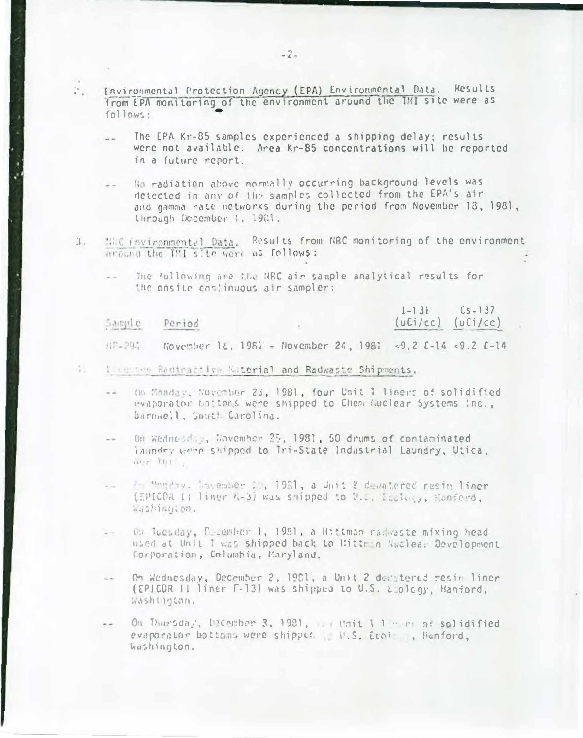2. Environmental Protection Agency (EPA) Environmental Data. Results from EPA monitoring of the environment around the TMI site were as follows:

   -- The EPA Kr-85 samples experienced a shipping delay; results were not available. Area Kr-85 concentrations will be reported in a future report.

   -- No radiation above normally occurring background levels was detected in any of the samples collected from the EPA's air and gamma rate networks during the period from November 18, 1981, through December 1, 1981.

3. NRC Environmental Data. Results from NRC monitoring of the environment around the TMI site were as follows:

   -- The following are the NRC air sample analytical results for the onsite continuous air sampler:

| Sample | Period | I-131 (uCi/cc) | Cs-137 (uCi/cc) |
|---|---|---|---|
| HP-294 | November 18, 1981 - November 24, 1981 | <9.2 E-14 | <9.2 E-14 |

4. Licensee Radioactive Material and Radwaste Shipments.

   -- On Monday, November 23, 1981, four Unit 1 liners of solidified evaporator bottoms were shipped to Chem Nuclear Systems Inc., Barnwell, South Carolina.

   -- On Wednesday, November 25, 1981, 50 drums of contaminated laundry were shipped to Tri-State Industrial Laundry, Utica, New York.

   -- On Monday, November 30, 1981, a Unit 2 dewatered resin liner (EPICOR II liner K-3) was shipped to U.S. Ecology, Hanford, Washington.

   -- On Tuesday, December 1, 1981, a Hittman radwaste mixing head used at Unit 1 was shipped back to Hittman Nuclear Development Corporation, Columbia, Maryland.

   -- On Wednesday, December 2, 1981, a Unit 2 dewatered resin liner (EPICOR II liner F-13) was shipped to U.S. Ecology, Hanford, Washington.

   -- On Thursday, December 3, 1981, ... Unit 1 liners of solidified evaporator bottoms were shipped to U.S. Ecology, Hanford, Washington.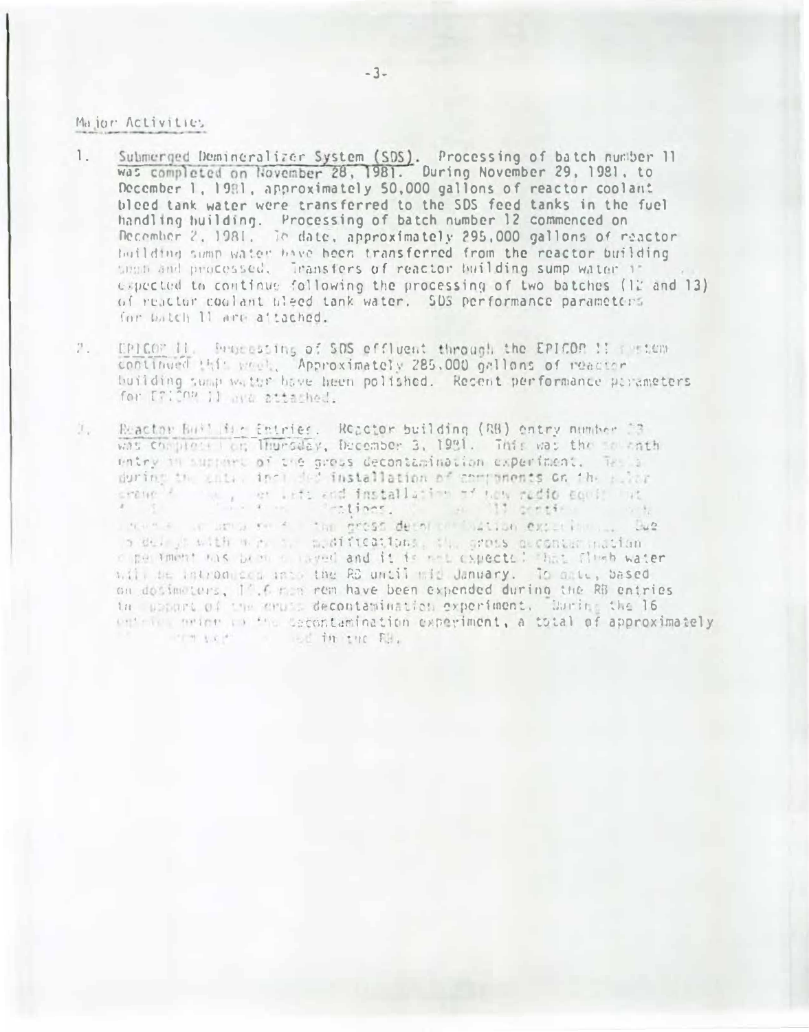Major Activities

1. Submerged Demineralizer System (SDS). Processing of batch number 11 was completed on November 28, 1981. During November 29, 1981, to December 1, 1981, approximately 50,000 gallons of reactor coolant bleed tank water were transferred to the SDS feed tanks in the fuel handling building. Processing of batch number 12 commenced on December 2, 1981. To date, approximately 295,000 gallons of reactor building sump water have been transferred from the reactor building sump and processed. Transfers of reactor building sump water is expected to continue following the processing of two batches (12 and 13) of reactor coolant bleed tank water. SDS performance parameters for batch 11 are attached.

2. EPICOR II. Processing of SDS effluent through the EPICOR II system continued this week. Approximately 285,000 gallons of reactor building sump water have been polished. Recent performance parameters for EPICOR II are attached.

3. Reactor Building Entries. Reactor building (RB) entry number 23 was completed on Thursday, December 3, 1981. This was the seventh entry in support of the gross decontamination experiment. Tasks during the entry included installation of components on the polar crane ... lift and installation of new radio equipment ... ications. ... continue ... the gross decontamination experiment. Due to delays with ... modifications, the gross decontamination experiment has been delayed and it is not expected that flush water will be introduced into the RB until mid January. To date, based on dosimeters, 1?.6 man rem have been expended during the RB entries in support of the gross decontamination experiment. During the 16 entries prior to the decontamination experiment, a total of approximately ... rem ... in the RB.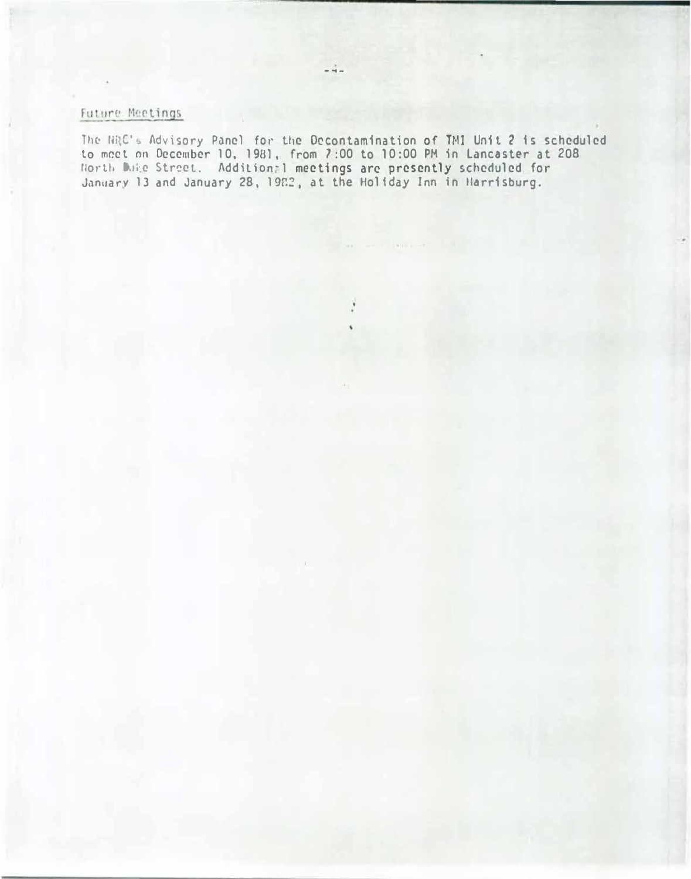## Future Meetings

The NRC's Advisory Panel for the Decontamination of TMI Unit 2 is scheduled to meet on December 10, 1981, from 7:00 to 10:00 PM in Lancaster at 208 North Duke Street. Additional meetings are presently scheduled for January 13 and January 28, 1982, at the Holiday Inn in Harrisburg.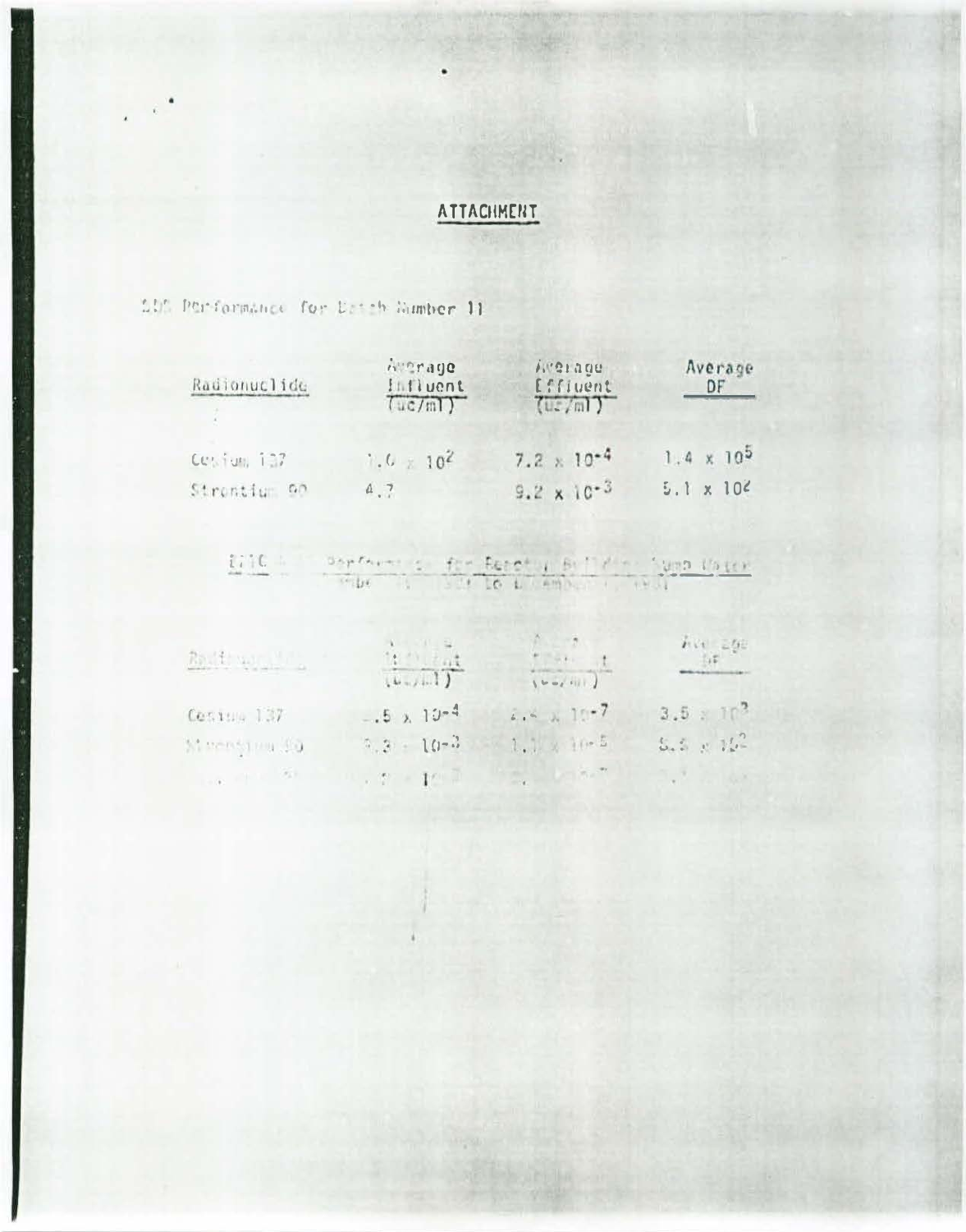# ATTACHMENT

SDS Performance for Batch Number 11

| Radionuclide | Average Influent (uc/ml) | Average Effluent (uc/ml) | Average DF |
|---|---|---|---|
| Cesium 137 | $1.0 \times 10^2$ | $7.2 \times 10^{-4}$ | $1.4 \times 10^5$ |
| Strontium 90 | 4.7 | $9.2 \times 10^{-3}$ | $5.1 \times 10^2$ |

EPICOR II Performance for Reactor Building Sump Water ... to December ... 1981

| Radionuclide | Average Influent (uc/ml) | Average Effluent (uc/ml) | Average DF |
|---|---|---|---|
| Cesium 137 | $.5 \times 10^{-4}$ | $2.4 \times 10^{-7}$ | $3.5 \times 10^3$ |
| Strontium 90 | $9.3 \times 10^{-3}$ | $1.1 \times 10^{-5}$ | $8.5 \times 10^2$ |
| | $\times 10^{-7}$ | $\times 10^{-7}$ | |